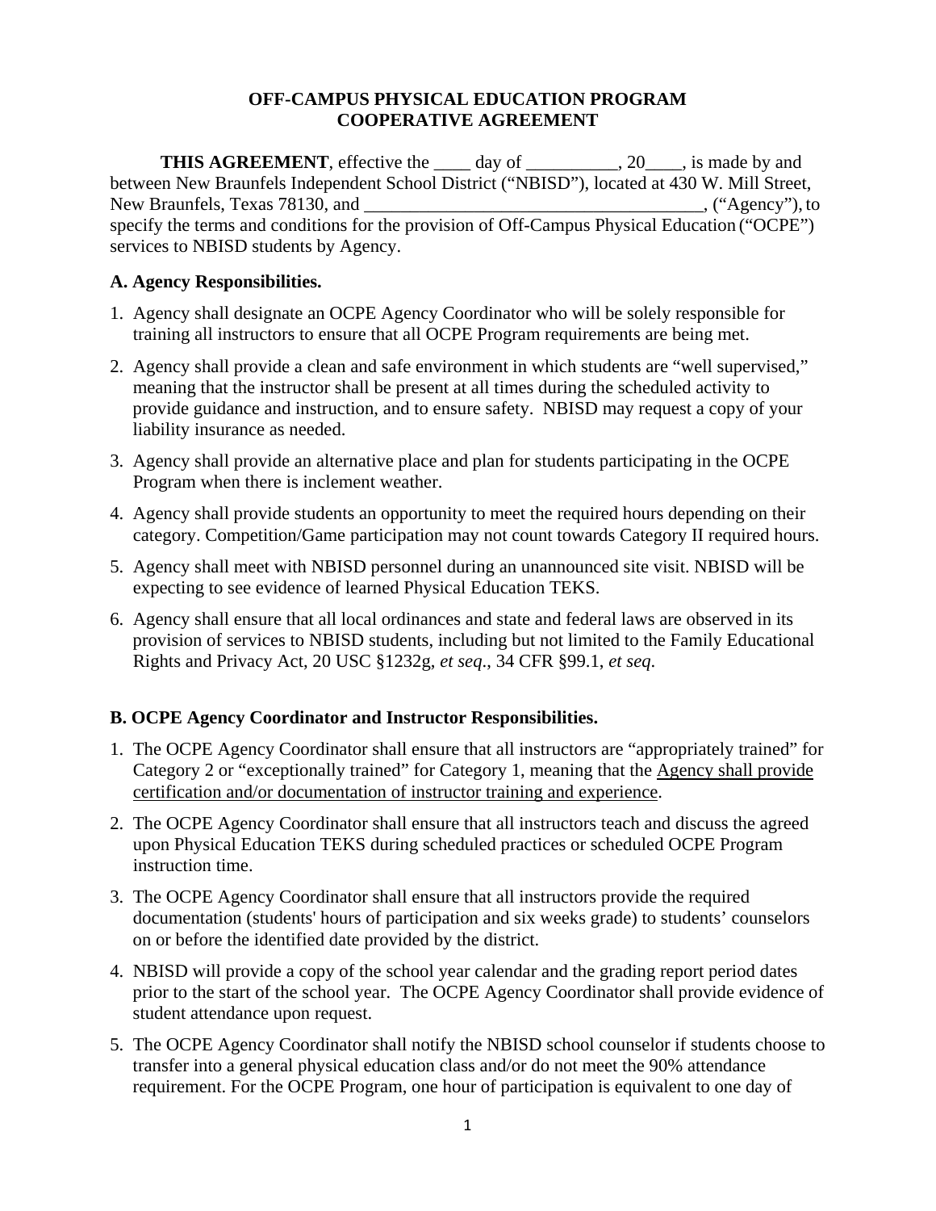# OFF-CAMPUS PHYSICAL EDUCATION PROGRAM COOPERATIVE AGREEMENT

**THIS AGREEMENT**, effective the ____ day of __________, 20____, is made by and between New Braunfels Independent School District ("NBISD"), located at 430 W. Mill Street, New Braunfels, Texas 78130, and ______________________________________, ("Agency"), to specify the terms and conditions for the provision of Off-Campus Physical Education ("OCPE") services to NBISD students by Agency.

## A. Agency Responsibilities.

1. Agency shall designate an OCPE Agency Coordinator who will be solely responsible for training all instructors to ensure that all OCPE Program requirements are being met.
2. Agency shall provide a clean and safe environment in which students are "well supervised," meaning that the instructor shall be present at all times during the scheduled activity to provide guidance and instruction, and to ensure safety. NBISD may request a copy of your liability insurance as needed.
3. Agency shall provide an alternative place and plan for students participating in the OCPE Program when there is inclement weather.
4. Agency shall provide students an opportunity to meet the required hours depending on their category. Competition/Game participation may not count towards Category II required hours.
5. Agency shall meet with NBISD personnel during an unannounced site visit. NBISD will be expecting to see evidence of learned Physical Education TEKS.
6. Agency shall ensure that all local ordinances and state and federal laws are observed in its provision of services to NBISD students, including but not limited to the Family Educational Rights and Privacy Act, 20 USC §1232g, *et seq*., 34 CFR §99.1, *et seq*.

## B. OCPE Agency Coordinator and Instructor Responsibilities.

1. The OCPE Agency Coordinator shall ensure that all instructors are "appropriately trained" for Category 2 or "exceptionally trained" for Category 1, meaning that the <u>Agency shall provide certification and/or documentation of instructor training and experience</u>.
2. The OCPE Agency Coordinator shall ensure that all instructors teach and discuss the agreed upon Physical Education TEKS during scheduled practices or scheduled OCPE Program instruction time.
3. The OCPE Agency Coordinator shall ensure that all instructors provide the required documentation (students' hours of participation and six weeks grade) to students' counselors on or before the identified date provided by the district.
4. NBISD will provide a copy of the school year calendar and the grading report period dates prior to the start of the school year. The OCPE Agency Coordinator shall provide evidence of student attendance upon request.
5. The OCPE Agency Coordinator shall notify the NBISD school counselor if students choose to transfer into a general physical education class and/or do not meet the 90% attendance requirement. For the OCPE Program, one hour of participation is equivalent to one day of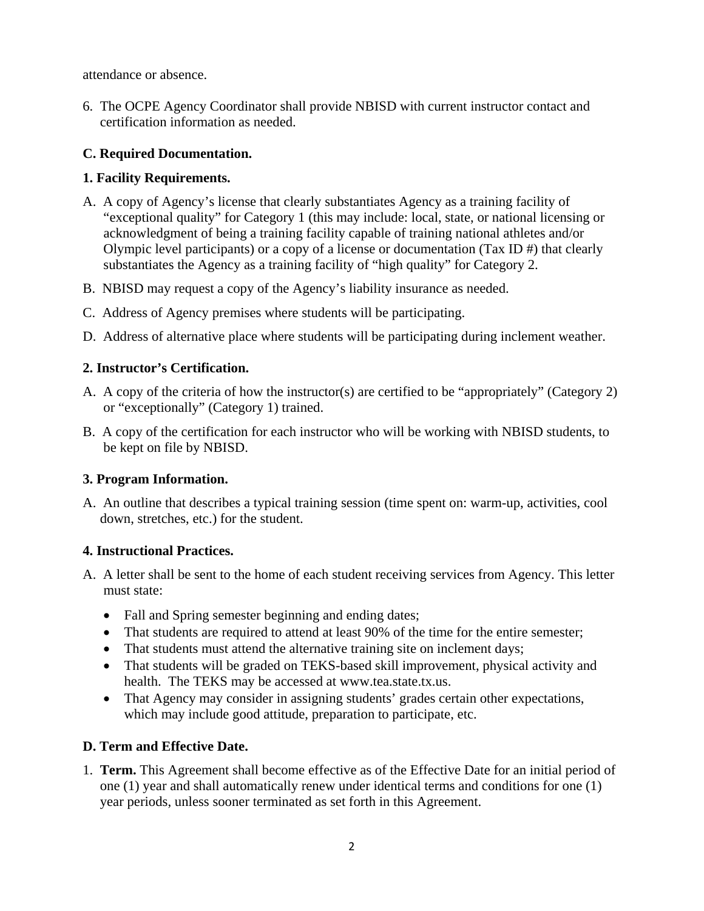attendance or absence.

6. The OCPE Agency Coordinator shall provide NBISD with current instructor contact and certification information as needed.

**C. Required Documentation.**

**1. Facility Requirements.**

A. A copy of Agency's license that clearly substantiates Agency as a training facility of "exceptional quality" for Category 1 (this may include: local, state, or national licensing or acknowledgment of being a training facility capable of training national athletes and/or Olympic level participants) or a copy of a license or documentation (Tax ID #) that clearly substantiates the Agency as a training facility of "high quality" for Category 2.

B. NBISD may request a copy of the Agency's liability insurance as needed.

C. Address of Agency premises where students will be participating.

D. Address of alternative place where students will be participating during inclement weather.

**2. Instructor's Certification.**

A. A copy of the criteria of how the instructor(s) are certified to be "appropriately" (Category 2) or "exceptionally" (Category 1) trained.

B. A copy of the certification for each instructor who will be working with NBISD students, to be kept on file by NBISD.

**3. Program Information.**

A. An outline that describes a typical training session (time spent on: warm-up, activities, cool down, stretches, etc.) for the student.

**4. Instructional Practices.**

A. A letter shall be sent to the home of each student receiving services from Agency. This letter must state:

- Fall and Spring semester beginning and ending dates;
- That students are required to attend at least 90% of the time for the entire semester;
- That students must attend the alternative training site on inclement days;
- That students will be graded on TEKS-based skill improvement, physical activity and health. The TEKS may be accessed at www.tea.state.tx.us.
- That Agency may consider in assigning students' grades certain other expectations, which may include good attitude, preparation to participate, etc.

**D. Term and Effective Date.**

1. **Term.** This Agreement shall become effective as of the Effective Date for an initial period of one (1) year and shall automatically renew under identical terms and conditions for one (1) year periods, unless sooner terminated as set forth in this Agreement.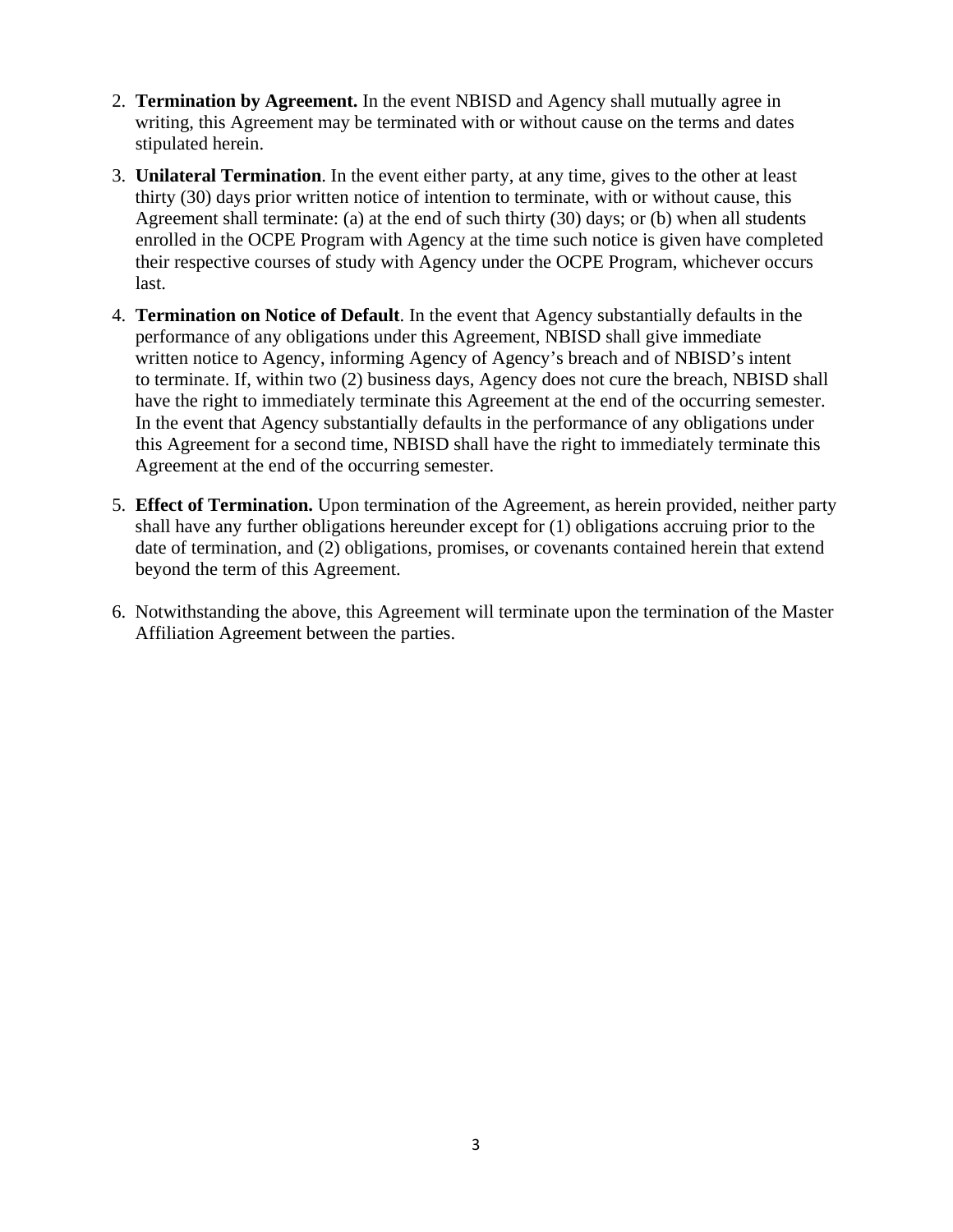2. **Termination by Agreement.** In the event NBISD and Agency shall mutually agree in writing, this Agreement may be terminated with or without cause on the terms and dates stipulated herein.

3. **Unilateral Termination**. In the event either party, at any time, gives to the other at least thirty (30) days prior written notice of intention to terminate, with or without cause, this Agreement shall terminate: (a) at the end of such thirty (30) days; or (b) when all students enrolled in the OCPE Program with Agency at the time such notice is given have completed their respective courses of study with Agency under the OCPE Program, whichever occurs last.

4. **Termination on Notice of Default**. In the event that Agency substantially defaults in the performance of any obligations under this Agreement, NBISD shall give immediate written notice to Agency, informing Agency of Agency's breach and of NBISD's intent to terminate. If, within two (2) business days, Agency does not cure the breach, NBISD shall have the right to immediately terminate this Agreement at the end of the occurring semester. In the event that Agency substantially defaults in the performance of any obligations under this Agreement for a second time, NBISD shall have the right to immediately terminate this Agreement at the end of the occurring semester.

5. **Effect of Termination.** Upon termination of the Agreement, as herein provided, neither party shall have any further obligations hereunder except for (1) obligations accruing prior to the date of termination, and (2) obligations, promises, or covenants contained herein that extend beyond the term of this Agreement.

6. Notwithstanding the above, this Agreement will terminate upon the termination of the Master Affiliation Agreement between the parties.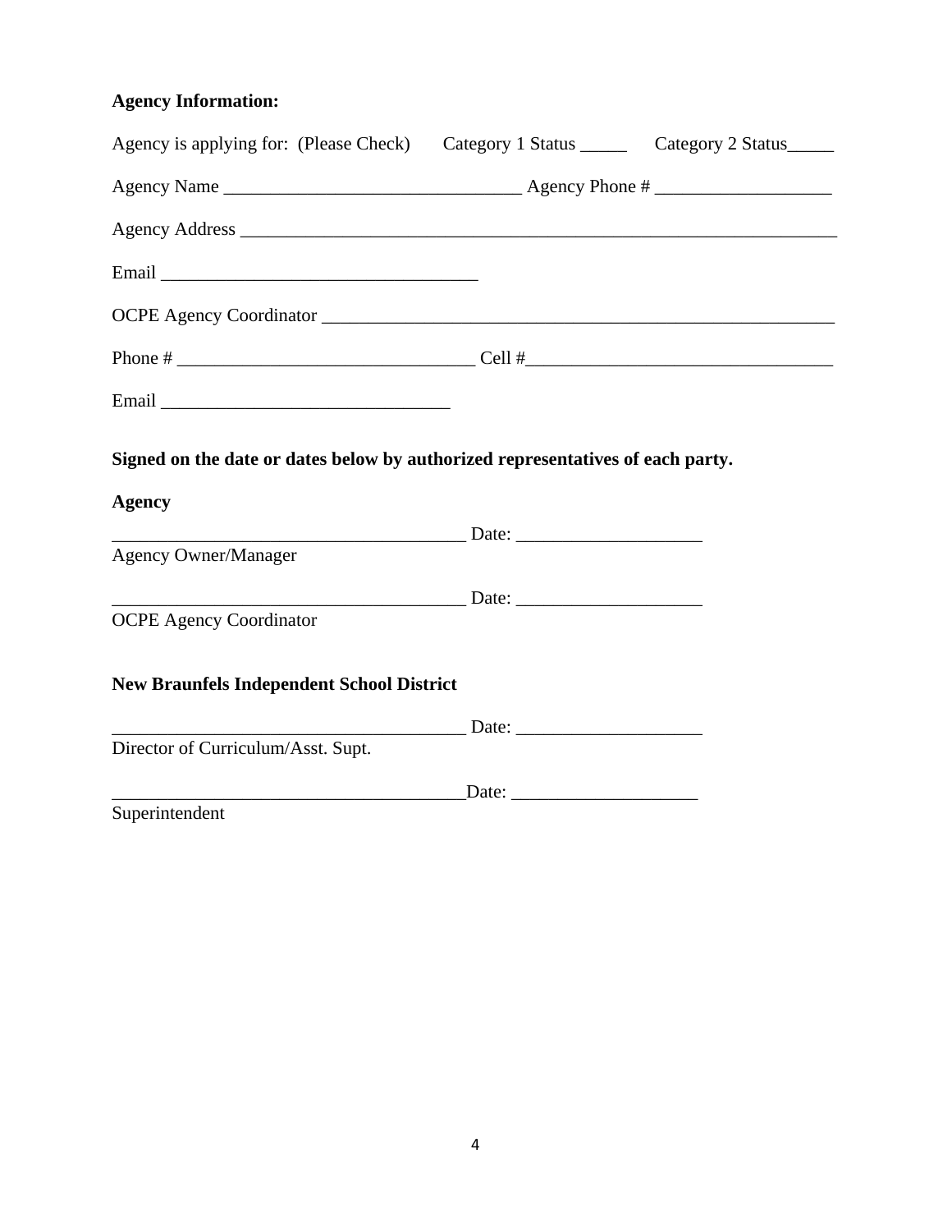**Agency Information:**

Agency is applying for: (Please Check) Category 1 Status _____ Category 2 Status_____

Agency Name _______________________________ Agency Phone # ___________________

Agency Address _________________________________________________________________

Email _________________________________

OCPE Agency Coordinator _____________________________________________________

Phone # _______________________________ Cell #________________________________

Email ______________________________

**Signed on the date or dates below by authorized representatives of each party.**

**Agency**

_____________________________________ Date: ___________________

Agency Owner/Manager

_____________________________________ Date: ___________________

OCPE Agency Coordinator

**New Braunfels Independent School District**

_____________________________________ Date: ___________________

Director of Curriculum/Asst. Supt.

_____________________________________Date: ___________________

Superintendent